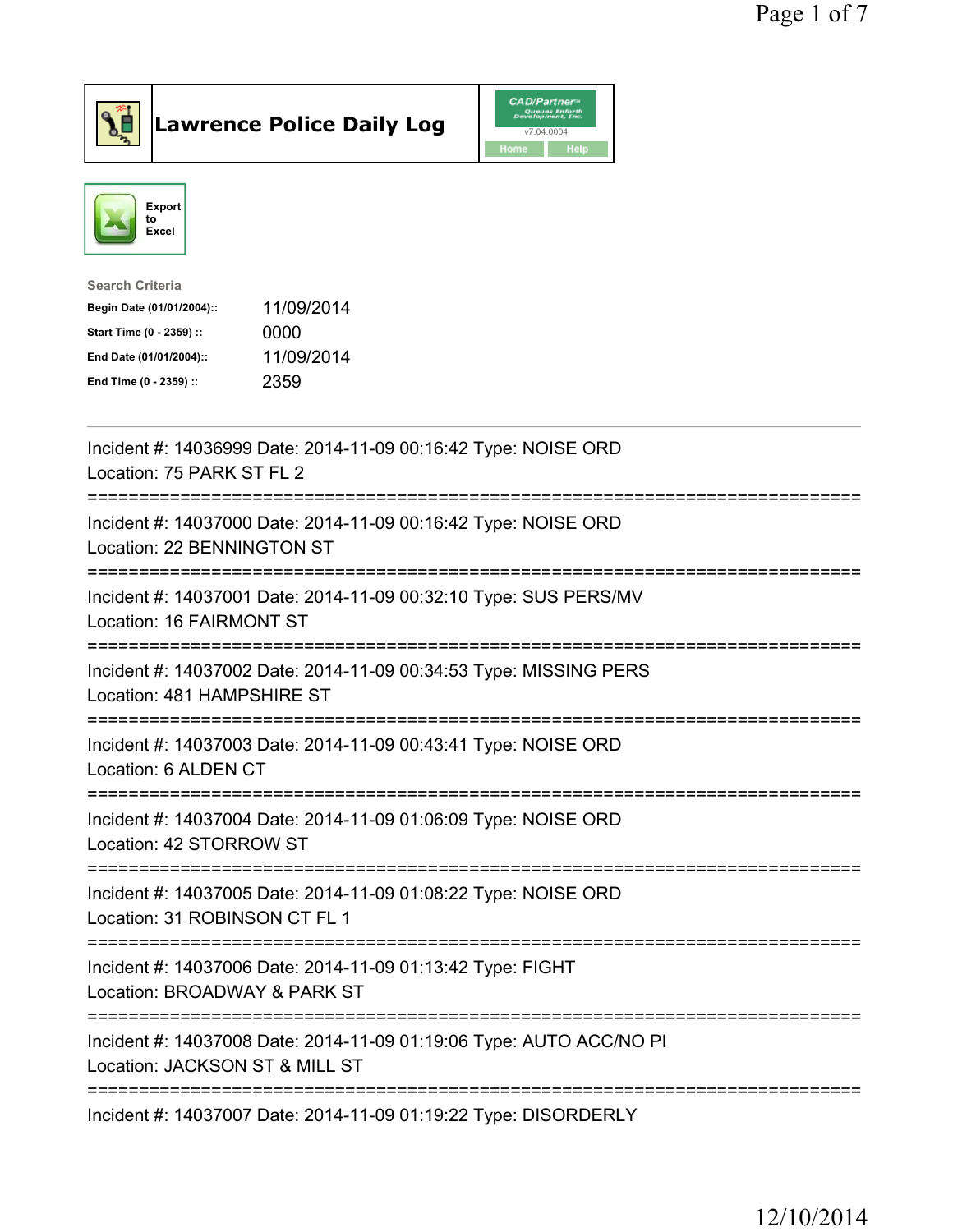# Lawrence Police Daily Log

Export to Excel

**Search Criteria**

| | |
|---|---|
| Begin Date (01/01/2004):: | 11/09/2014 |
| Start Time (0 - 2359) :: | 0000 |
| End Date (01/01/2004):: | 11/09/2014 |
| End Time (0 - 2359) :: | 2359 |

---

Incident #: 14036999 Date: 2014-11-09 00:16:42 Type: NOISE ORD
Location: 75 PARK ST FL 2

===========================================================================

Incident #: 14037000 Date: 2014-11-09 00:16:42 Type: NOISE ORD
Location: 22 BENNINGTON ST

===========================================================================

Incident #: 14037001 Date: 2014-11-09 00:32:10 Type: SUS PERS/MV
Location: 16 FAIRMONT ST

===========================================================================

Incident #: 14037002 Date: 2014-11-09 00:34:53 Type: MISSING PERS
Location: 481 HAMPSHIRE ST

===========================================================================

Incident #: 14037003 Date: 2014-11-09 00:43:41 Type: NOISE ORD
Location: 6 ALDEN CT

===========================================================================

Incident #: 14037004 Date: 2014-11-09 01:06:09 Type: NOISE ORD
Location: 42 STORROW ST

===========================================================================

Incident #: 14037005 Date: 2014-11-09 01:08:22 Type: NOISE ORD
Location: 31 ROBINSON CT FL 1

===========================================================================

Incident #: 14037006 Date: 2014-11-09 01:13:42 Type: FIGHT
Location: BROADWAY & PARK ST

===========================================================================

Incident #: 14037008 Date: 2014-11-09 01:19:06 Type: AUTO ACC/NO PI
Location: JACKSON ST & MILL ST

===========================================================================

Incident #: 14037007 Date: 2014-11-09 01:19:22 Type: DISORDERLY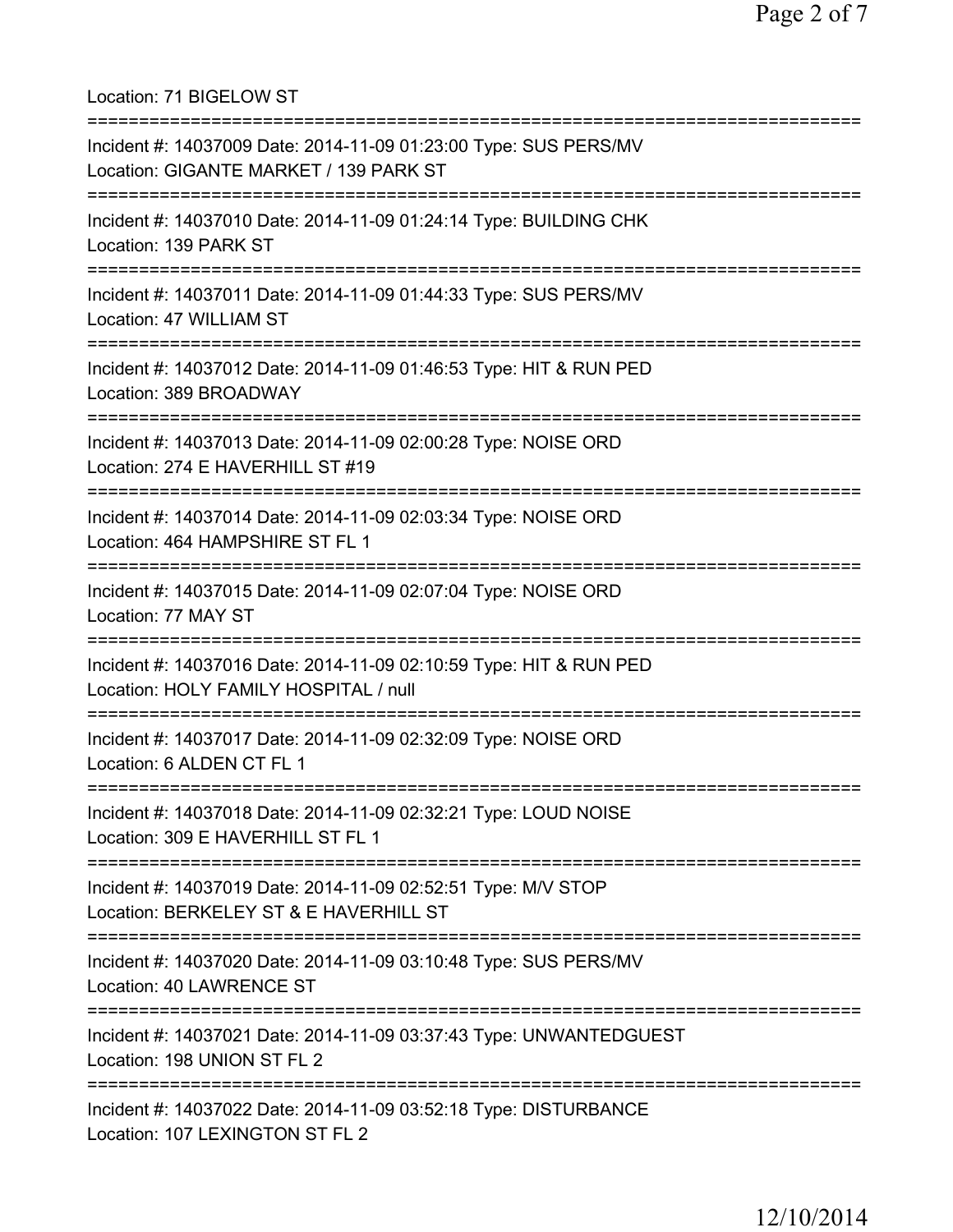Location: 71 BIGELOW ST

===========================================================================

Incident #: 14037009 Date: 2014-11-09 01:23:00 Type: SUS PERS/MV
Location: GIGANTE MARKET / 139 PARK ST

===========================================================================

Incident #: 14037010 Date: 2014-11-09 01:24:14 Type: BUILDING CHK
Location: 139 PARK ST

===========================================================================

Incident #: 14037011 Date: 2014-11-09 01:44:33 Type: SUS PERS/MV
Location: 47 WILLIAM ST

===========================================================================

Incident #: 14037012 Date: 2014-11-09 01:46:53 Type: HIT & RUN PED
Location: 389 BROADWAY

===========================================================================

Incident #: 14037013 Date: 2014-11-09 02:00:28 Type: NOISE ORD
Location: 274 E HAVERHILL ST #19

===========================================================================

Incident #: 14037014 Date: 2014-11-09 02:03:34 Type: NOISE ORD
Location: 464 HAMPSHIRE ST FL 1

===========================================================================

Incident #: 14037015 Date: 2014-11-09 02:07:04 Type: NOISE ORD
Location: 77 MAY ST

===========================================================================

Incident #: 14037016 Date: 2014-11-09 02:10:59 Type: HIT & RUN PED
Location: HOLY FAMILY HOSPITAL / null

===========================================================================

Incident #: 14037017 Date: 2014-11-09 02:32:09 Type: NOISE ORD
Location: 6 ALDEN CT FL 1

===========================================================================

Incident #: 14037018 Date: 2014-11-09 02:32:21 Type: LOUD NOISE
Location: 309 E HAVERHILL ST FL 1

===========================================================================

Incident #: 14037019 Date: 2014-11-09 02:52:51 Type: M/V STOP
Location: BERKELEY ST & E HAVERHILL ST

===========================================================================

Incident #: 14037020 Date: 2014-11-09 03:10:48 Type: SUS PERS/MV
Location: 40 LAWRENCE ST

===========================================================================

Incident #: 14037021 Date: 2014-11-09 03:37:43 Type: UNWANTEDGUEST
Location: 198 UNION ST FL 2

===========================================================================

Incident #: 14037022 Date: 2014-11-09 03:52:18 Type: DISTURBANCE
Location: 107 LEXINGTON ST FL 2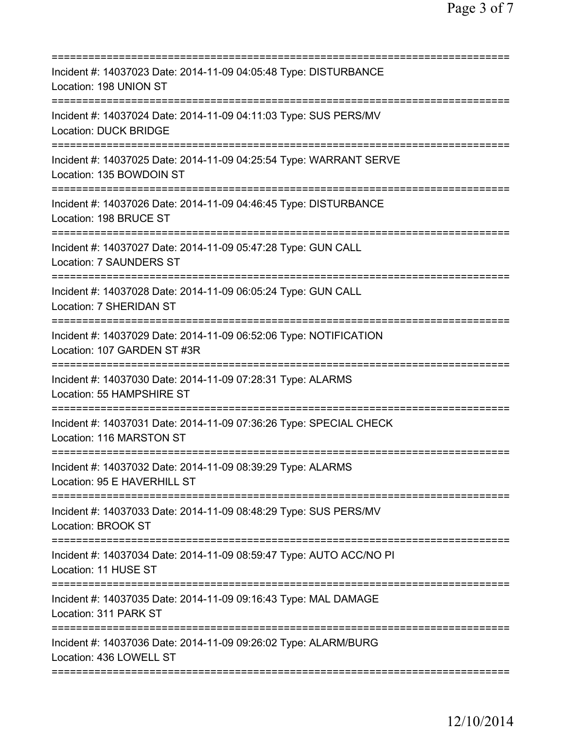==========================================================================

Incident #: 14037023 Date: 2014-11-09 04:05:48 Type: DISTURBANCE
Location: 198 UNION ST

==========================================================================

Incident #: 14037024 Date: 2014-11-09 04:11:03 Type: SUS PERS/MV
Location: DUCK BRIDGE

==========================================================================

Incident #: 14037025 Date: 2014-11-09 04:25:54 Type: WARRANT SERVE
Location: 135 BOWDOIN ST

==========================================================================

Incident #: 14037026 Date: 2014-11-09 04:46:45 Type: DISTURBANCE
Location: 198 BRUCE ST

==========================================================================

Incident #: 14037027 Date: 2014-11-09 05:47:28 Type: GUN CALL
Location: 7 SAUNDERS ST

==========================================================================

Incident #: 14037028 Date: 2014-11-09 06:05:24 Type: GUN CALL
Location: 7 SHERIDAN ST

==========================================================================

Incident #: 14037029 Date: 2014-11-09 06:52:06 Type: NOTIFICATION
Location: 107 GARDEN ST #3R

==========================================================================

Incident #: 14037030 Date: 2014-11-09 07:28:31 Type: ALARMS
Location: 55 HAMPSHIRE ST

==========================================================================

Incident #: 14037031 Date: 2014-11-09 07:36:26 Type: SPECIAL CHECK
Location: 116 MARSTON ST

==========================================================================

Incident #: 14037032 Date: 2014-11-09 08:39:29 Type: ALARMS
Location: 95 E HAVERHILL ST

==========================================================================

Incident #: 14037033 Date: 2014-11-09 08:48:29 Type: SUS PERS/MV
Location: BROOK ST

==========================================================================

Incident #: 14037034 Date: 2014-11-09 08:59:47 Type: AUTO ACC/NO PI
Location: 11 HUSE ST

==========================================================================

Incident #: 14037035 Date: 2014-11-09 09:16:43 Type: MAL DAMAGE
Location: 311 PARK ST

==========================================================================

Incident #: 14037036 Date: 2014-11-09 09:26:02 Type: ALARM/BURG
Location: 436 LOWELL ST

==========================================================================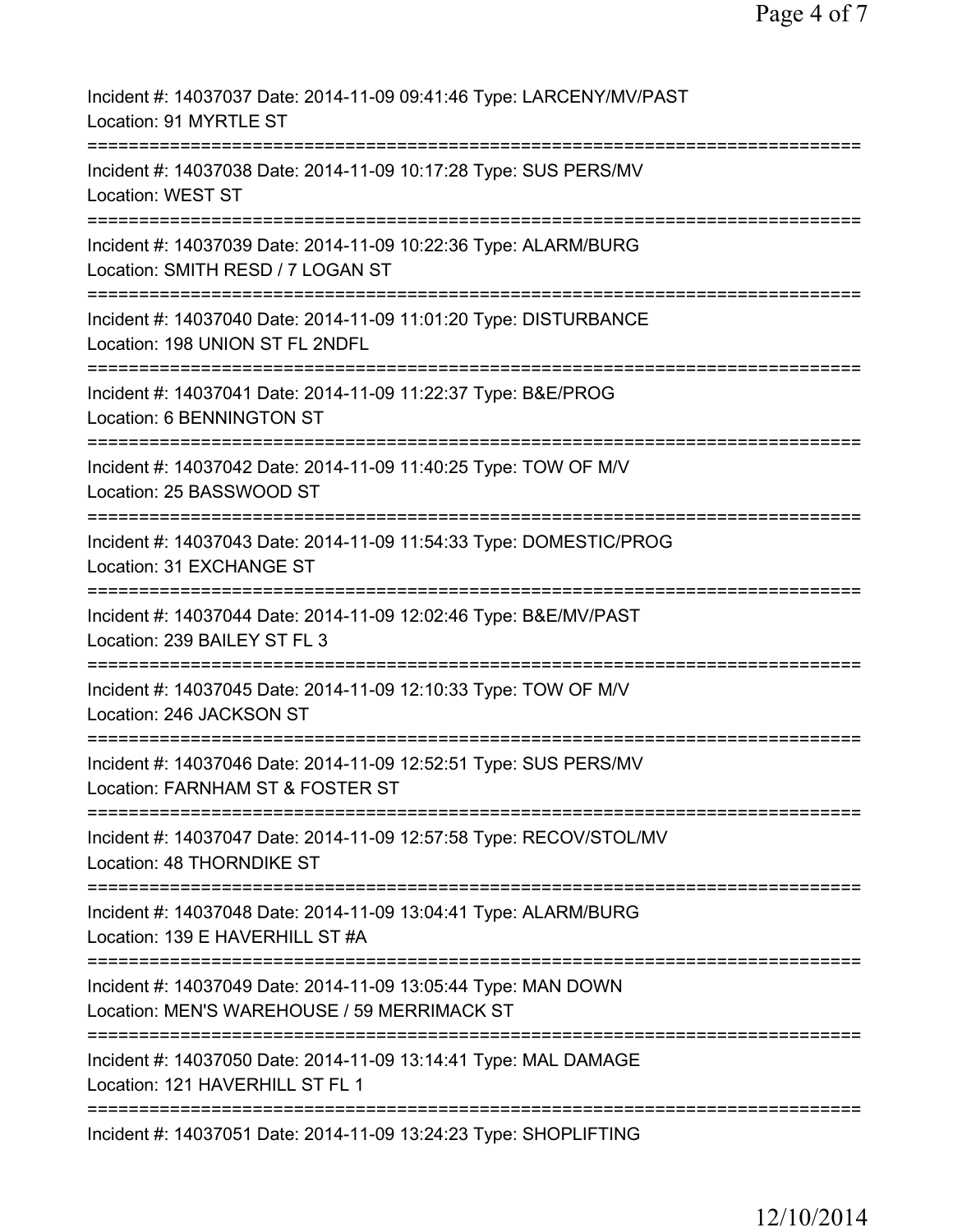Incident #: 14037037 Date: 2014-11-09 09:41:46 Type: LARCENY/MV/PAST
Location: 91 MYRTLE ST

===========================================================================

Incident #: 14037038 Date: 2014-11-09 10:17:28 Type: SUS PERS/MV
Location: WEST ST

===========================================================================

Incident #: 14037039 Date: 2014-11-09 10:22:36 Type: ALARM/BURG
Location: SMITH RESD / 7 LOGAN ST

===========================================================================

Incident #: 14037040 Date: 2014-11-09 11:01:20 Type: DISTURBANCE
Location: 198 UNION ST FL 2NDFL

===========================================================================

Incident #: 14037041 Date: 2014-11-09 11:22:37 Type: B&E/PROG
Location: 6 BENNINGTON ST

===========================================================================

Incident #: 14037042 Date: 2014-11-09 11:40:25 Type: TOW OF M/V
Location: 25 BASSWOOD ST

===========================================================================

Incident #: 14037043 Date: 2014-11-09 11:54:33 Type: DOMESTIC/PROG
Location: 31 EXCHANGE ST

===========================================================================

Incident #: 14037044 Date: 2014-11-09 12:02:46 Type: B&E/MV/PAST
Location: 239 BAILEY ST FL 3

===========================================================================

Incident #: 14037045 Date: 2014-11-09 12:10:33 Type: TOW OF M/V
Location: 246 JACKSON ST

===========================================================================

Incident #: 14037046 Date: 2014-11-09 12:52:51 Type: SUS PERS/MV
Location: FARNHAM ST & FOSTER ST

===========================================================================

Incident #: 14037047 Date: 2014-11-09 12:57:58 Type: RECOV/STOL/MV
Location: 48 THORNDIKE ST

===========================================================================

Incident #: 14037048 Date: 2014-11-09 13:04:41 Type: ALARM/BURG
Location: 139 E HAVERHILL ST #A

===========================================================================

Incident #: 14037049 Date: 2014-11-09 13:05:44 Type: MAN DOWN
Location: MEN'S WAREHOUSE / 59 MERRIMACK ST

===========================================================================

Incident #: 14037050 Date: 2014-11-09 13:14:41 Type: MAL DAMAGE
Location: 121 HAVERHILL ST FL 1

===========================================================================

Incident #: 14037051 Date: 2014-11-09 13:24:23 Type: SHOPLIFTING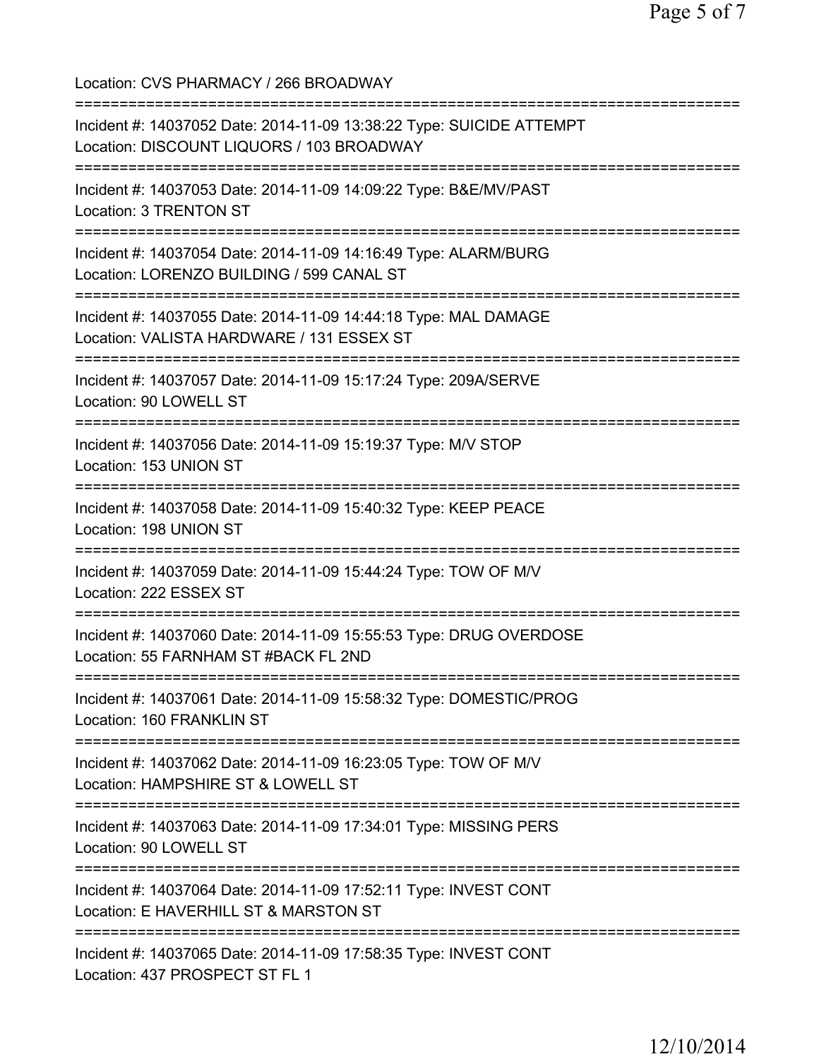Location: CVS PHARMACY / 266 BROADWAY

===========================================================================

Incident #: 14037052 Date: 2014-11-09 13:38:22 Type: SUICIDE ATTEMPT
Location: DISCOUNT LIQUORS / 103 BROADWAY

===========================================================================

Incident #: 14037053 Date: 2014-11-09 14:09:22 Type: B&E/MV/PAST
Location: 3 TRENTON ST

===========================================================================

Incident #: 14037054 Date: 2014-11-09 14:16:49 Type: ALARM/BURG
Location: LORENZO BUILDING / 599 CANAL ST

===========================================================================

Incident #: 14037055 Date: 2014-11-09 14:44:18 Type: MAL DAMAGE
Location: VALISTA HARDWARE / 131 ESSEX ST

===========================================================================

Incident #: 14037057 Date: 2014-11-09 15:17:24 Type: 209A/SERVE
Location: 90 LOWELL ST

===========================================================================

Incident #: 14037056 Date: 2014-11-09 15:19:37 Type: M/V STOP
Location: 153 UNION ST

===========================================================================

Incident #: 14037058 Date: 2014-11-09 15:40:32 Type: KEEP PEACE
Location: 198 UNION ST

===========================================================================

Incident #: 14037059 Date: 2014-11-09 15:44:24 Type: TOW OF M/V
Location: 222 ESSEX ST

===========================================================================

Incident #: 14037060 Date: 2014-11-09 15:55:53 Type: DRUG OVERDOSE
Location: 55 FARNHAM ST #BACK FL 2ND

===========================================================================

Incident #: 14037061 Date: 2014-11-09 15:58:32 Type: DOMESTIC/PROG
Location: 160 FRANKLIN ST

===========================================================================

Incident #: 14037062 Date: 2014-11-09 16:23:05 Type: TOW OF M/V
Location: HAMPSHIRE ST & LOWELL ST

===========================================================================

Incident #: 14037063 Date: 2014-11-09 17:34:01 Type: MISSING PERS
Location: 90 LOWELL ST

===========================================================================

Incident #: 14037064 Date: 2014-11-09 17:52:11 Type: INVEST CONT
Location: E HAVERHILL ST & MARSTON ST

===========================================================================

Incident #: 14037065 Date: 2014-11-09 17:58:35 Type: INVEST CONT
Location: 437 PROSPECT ST FL 1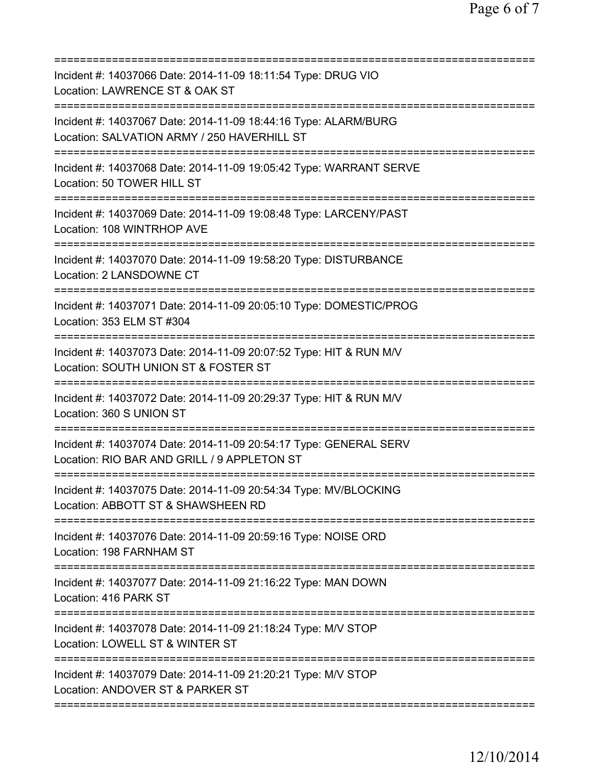Incident #: 14037066 Date: 2014-11-09 18:11:54 Type: DRUG VIO
Location: LAWRENCE ST & OAK ST

---

Incident #: 14037067 Date: 2014-11-09 18:44:16 Type: ALARM/BURG
Location: SALVATION ARMY / 250 HAVERHILL ST

---

Incident #: 14037068 Date: 2014-11-09 19:05:42 Type: WARRANT SERVE
Location: 50 TOWER HILL ST

---

Incident #: 14037069 Date: 2014-11-09 19:08:48 Type: LARCENY/PAST
Location: 108 WINTRHOP AVE

---

Incident #: 14037070 Date: 2014-11-09 19:58:20 Type: DISTURBANCE
Location: 2 LANSDOWNE CT

---

Incident #: 14037071 Date: 2014-11-09 20:05:10 Type: DOMESTIC/PROG
Location: 353 ELM ST #304

---

Incident #: 14037073 Date: 2014-11-09 20:07:52 Type: HIT & RUN M/V
Location: SOUTH UNION ST & FOSTER ST

---

Incident #: 14037072 Date: 2014-11-09 20:29:37 Type: HIT & RUN M/V
Location: 360 S UNION ST

---

Incident #: 14037074 Date: 2014-11-09 20:54:17 Type: GENERAL SERV
Location: RIO BAR AND GRILL / 9 APPLETON ST

---

Incident #: 14037075 Date: 2014-11-09 20:54:34 Type: MV/BLOCKING
Location: ABBOTT ST & SHAWSHEEN RD

---

Incident #: 14037076 Date: 2014-11-09 20:59:16 Type: NOISE ORD
Location: 198 FARNHAM ST

---

Incident #: 14037077 Date: 2014-11-09 21:16:22 Type: MAN DOWN
Location: 416 PARK ST

---

Incident #: 14037078 Date: 2014-11-09 21:18:24 Type: M/V STOP
Location: LOWELL ST & WINTER ST

---

Incident #: 14037079 Date: 2014-11-09 21:20:21 Type: M/V STOP
Location: ANDOVER ST & PARKER ST

---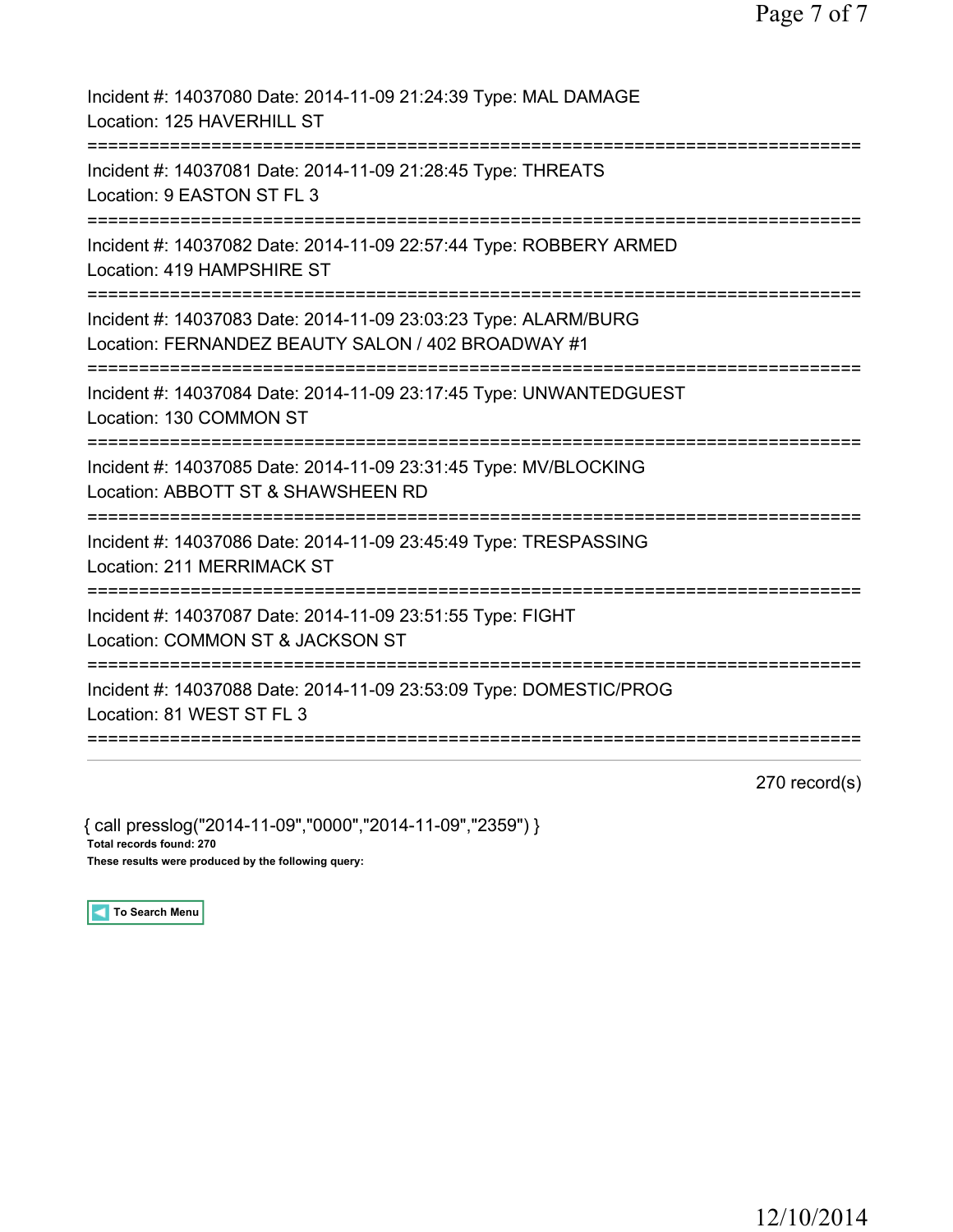Incident #: 14037080 Date: 2014-11-09 21:24:39 Type: MAL DAMAGE
Location: 125 HAVERHILL ST

===========================================================================

Incident #: 14037081 Date: 2014-11-09 21:28:45 Type: THREATS
Location: 9 EASTON ST FL 3

===========================================================================

Incident #: 14037082 Date: 2014-11-09 22:57:44 Type: ROBBERY ARMED
Location: 419 HAMPSHIRE ST

===========================================================================

Incident #: 14037083 Date: 2014-11-09 23:03:23 Type: ALARM/BURG
Location: FERNANDEZ BEAUTY SALON / 402 BROADWAY #1

===========================================================================

Incident #: 14037084 Date: 2014-11-09 23:17:45 Type: UNWANTEDGUEST
Location: 130 COMMON ST

===========================================================================

Incident #: 14037085 Date: 2014-11-09 23:31:45 Type: MV/BLOCKING
Location: ABBOTT ST & SHAWSHEEN RD

===========================================================================

Incident #: 14037086 Date: 2014-11-09 23:45:49 Type: TRESPASSING
Location: 211 MERRIMACK ST

===========================================================================

Incident #: 14037087 Date: 2014-11-09 23:51:55 Type: FIGHT
Location: COMMON ST & JACKSON ST

===========================================================================

Incident #: 14037088 Date: 2014-11-09 23:53:09 Type: DOMESTIC/PROG
Location: 81 WEST ST FL 3

===========================================================================

270 record(s)

{ call presslog("2014-11-09","0000","2014-11-09","2359") }

**Total records found: 270**

**These results were produced by the following query:**

To Search Menu